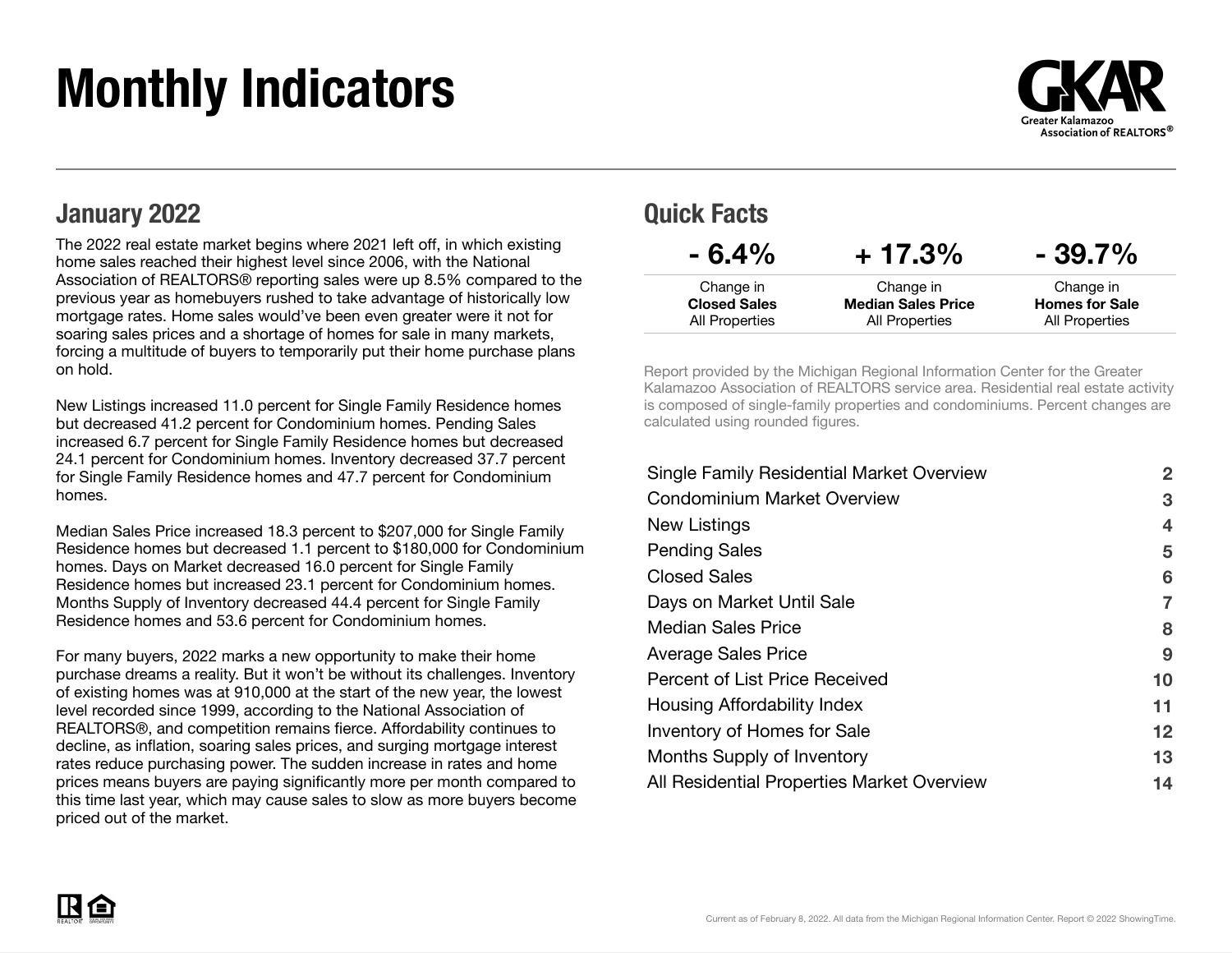# Monthly Indicators

Greater Kalamazoo Association of REALTORS®

## January 2022

The 2022 real estate market begins where 2021 left off, in which existing home sales reached their highest level since 2006, with the National Association of REALTORS® reporting sales were up 8.5% compared to the previous year as homebuyers rushed to take advantage of historically low mortgage rates. Home sales would've been even greater were it not for soaring sales prices and a shortage of homes for sale in many markets, forcing a multitude of buyers to temporarily put their home purchase plans on hold.

New Listings increased 11.0 percent for Single Family Residence homes but decreased 41.2 percent for Condominium homes. Pending Sales increased 6.7 percent for Single Family Residence homes but decreased 24.1 percent for Condominium homes. Inventory decreased 37.7 percent for Single Family Residence homes and 47.7 percent for Condominium homes.

Median Sales Price increased 18.3 percent to $207,000 for Single Family Residence homes but decreased 1.1 percent to $180,000 for Condominium homes. Days on Market decreased 16.0 percent for Single Family Residence homes but increased 23.1 percent for Condominium homes. Months Supply of Inventory decreased 44.4 percent for Single Family Residence homes and 53.6 percent for Condominium homes.

For many buyers, 2022 marks a new opportunity to make their home purchase dreams a reality. But it won't be without its challenges. Inventory of existing homes was at 910,000 at the start of the new year, the lowest level recorded since 1999, according to the National Association of REALTORS®, and competition remains fierce. Affordability continues to decline, as inflation, soaring sales prices, and surging mortgage interest rates reduce purchasing power. The sudden increase in rates and home prices means buyers are paying significantly more per month compared to this time last year, which may cause sales to slow as more buyers become priced out of the market.

## Quick Facts

| - 6.4% | + 17.3% | - 39.7% |
|---|---|---|
| Change in **Closed Sales** All Properties | Change in **Median Sales Price** All Properties | Change in **Homes for Sale** All Properties |

Report provided by the Michigan Regional Information Center for the Greater Kalamazoo Association of REALTORS service area. Residential real estate activity is composed of single-family properties and condominiums. Percent changes are calculated using rounded figures.

| | |
|---|---|
| Single Family Residential Market Overview | 2 |
| Condominium Market Overview | 3 |
| New Listings | 4 |
| Pending Sales | 5 |
| Closed Sales | 6 |
| Days on Market Until Sale | 7 |
| Median Sales Price | 8 |
| Average Sales Price | 9 |
| Percent of List Price Received | 10 |
| Housing Affordability Index | 11 |
| Inventory of Homes for Sale | 12 |
| Months Supply of Inventory | 13 |
| All Residential Properties Market Overview | 14 |

Current as of February 8, 2022. All data from the Michigan Regional Information Center. Report © 2022 ShowingTime.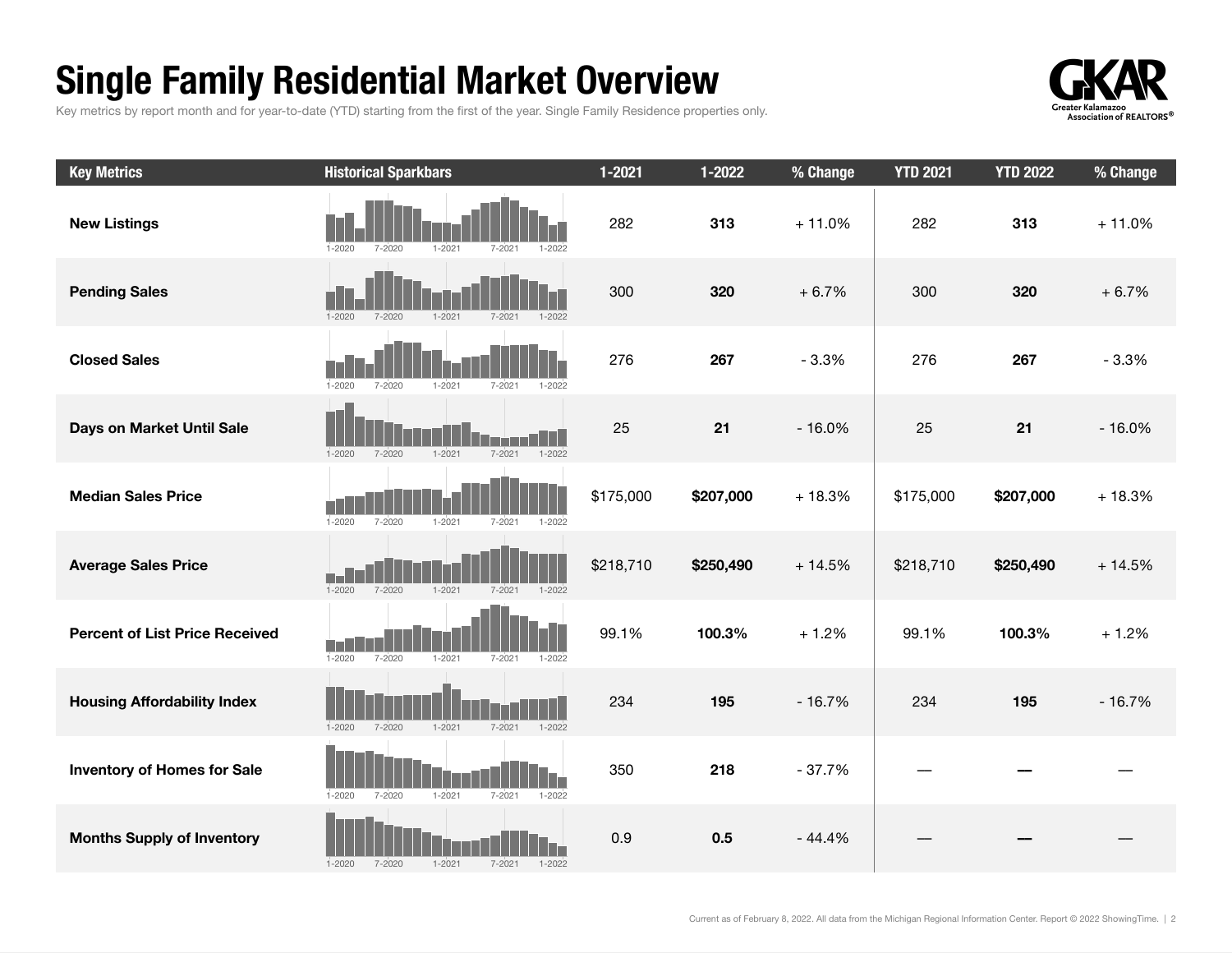# Single Family Residential Market Overview

Key metrics by report month and for year-to-date (YTD) starting from the first of the year. Single Family Residence properties only.

| Key Metrics | Historical Sparkbars | 1-2021 | 1-2022 | % Change | YTD 2021 | YTD 2022 | % Change |
|---|---|---|---|---|---|---|---|
| New Listings | 1-2020 7-2020 1-2021 7-2021 1-2022 | 282 | **313** | + 11.0% | 282 | **313** | + 11.0% |
| Pending Sales | 1-2020 7-2020 1-2021 7-2021 1-2022 | 300 | **320** | + 6.7% | 300 | **320** | + 6.7% |
| Closed Sales | 1-2020 7-2020 1-2021 7-2021 1-2022 | 276 | **267** | - 3.3% | 276 | **267** | - 3.3% |
| Days on Market Until Sale | 1-2020 7-2020 1-2021 7-2021 1-2022 | 25 | **21** | - 16.0% | 25 | **21** | - 16.0% |
| Median Sales Price | 1-2020 7-2020 1-2021 7-2021 1-2022 | $175,000 | **$207,000** | + 18.3% | $175,000 | **$207,000** | + 18.3% |
| Average Sales Price | 1-2020 7-2020 1-2021 7-2021 1-2022 | $218,710 | **$250,490** | + 14.5% | $218,710 | **$250,490** | + 14.5% |
| Percent of List Price Received | 1-2020 7-2020 1-2021 7-2021 1-2022 | 99.1% | **100.3%** | + 1.2% | 99.1% | **100.3%** | + 1.2% |
| Housing Affordability Index | 1-2020 7-2020 1-2021 7-2021 1-2022 | 234 | **195** | - 16.7% | 234 | **195** | - 16.7% |
| Inventory of Homes for Sale | 1-2020 7-2020 1-2021 7-2021 1-2022 | 350 | **218** | - 37.7% | — | **—** | — |
| Months Supply of Inventory | 1-2020 7-2020 1-2021 7-2021 1-2022 | 0.9 | **0.5** | - 44.4% | — | **—** | — |

Current as of February 8, 2022. All data from the Michigan Regional Information Center. Report © 2022 ShowingTime.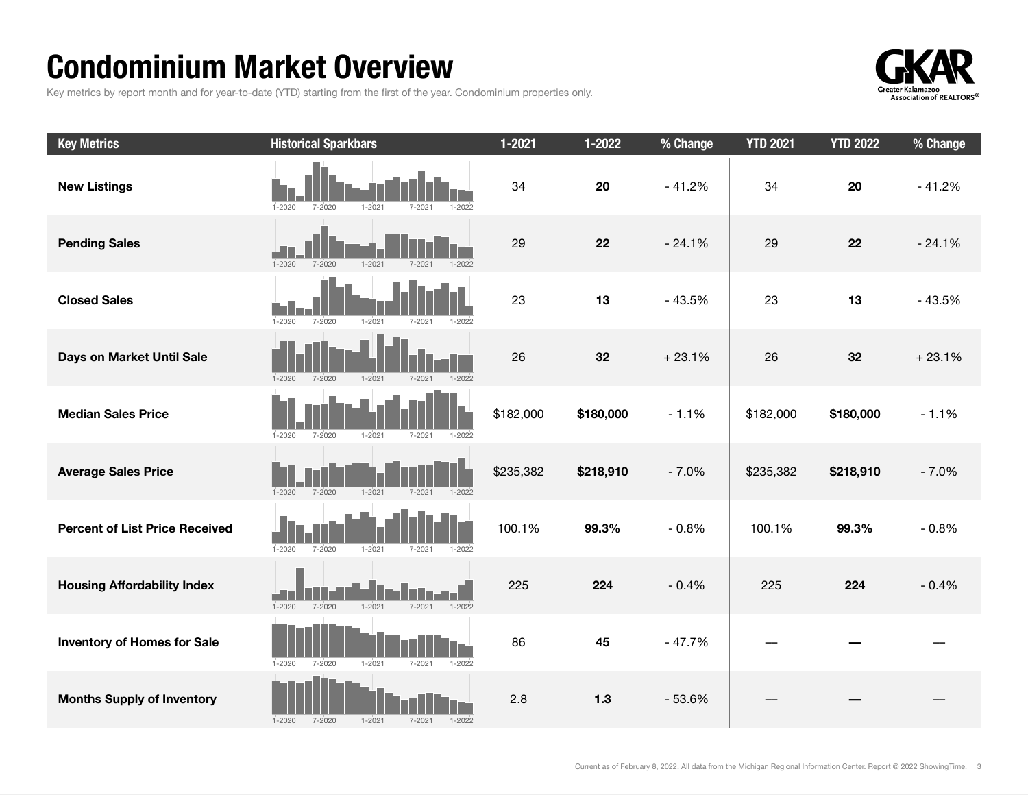# Condominium Market Overview

Key metrics by report month and for year-to-date (YTD) starting from the first of the year. Condominium properties only.

| Key Metrics | Historical Sparkbars | 1-2021 | 1-2022 | % Change | YTD 2021 | YTD 2022 | % Change |
|---|---|---|---|---|---|---|---|
| New Listings | 1-2020 7-2020 1-2021 7-2021 1-2022 | 34 | **20** | - 41.2% | 34 | **20** | - 41.2% |
| Pending Sales | 1-2020 7-2020 1-2021 7-2021 1-2022 | 29 | **22** | - 24.1% | 29 | **22** | - 24.1% |
| Closed Sales | 1-2020 7-2020 1-2021 7-2021 1-2022 | 23 | **13** | - 43.5% | 23 | **13** | - 43.5% |
| Days on Market Until Sale | 1-2020 7-2020 1-2021 7-2021 1-2022 | 26 | **32** | + 23.1% | 26 | **32** | + 23.1% |
| Median Sales Price | 1-2020 7-2020 1-2021 7-2021 1-2022 | $182,000 | **$180,000** | - 1.1% | $182,000 | **$180,000** | - 1.1% |
| Average Sales Price | 1-2020 7-2020 1-2021 7-2021 1-2022 | $235,382 | **$218,910** | - 7.0% | $235,382 | **$218,910** | - 7.0% |
| Percent of List Price Received | 1-2020 7-2020 1-2021 7-2021 1-2022 | 100.1% | **99.3%** | - 0.8% | 100.1% | **99.3%** | - 0.8% |
| Housing Affordability Index | 1-2020 7-2020 1-2021 7-2021 1-2022 | 225 | **224** | - 0.4% | 225 | **224** | - 0.4% |
| Inventory of Homes for Sale | 1-2020 7-2020 1-2021 7-2021 1-2022 | 86 | **45** | - 47.7% | — | **—** | — |
| Months Supply of Inventory | 1-2020 7-2020 1-2021 7-2021 1-2022 | 2.8 | **1.3** | - 53.6% | — | **—** | — |

Current as of February 8, 2022. All data from the Michigan Regional Information Center. Report © 2022 ShowingTime.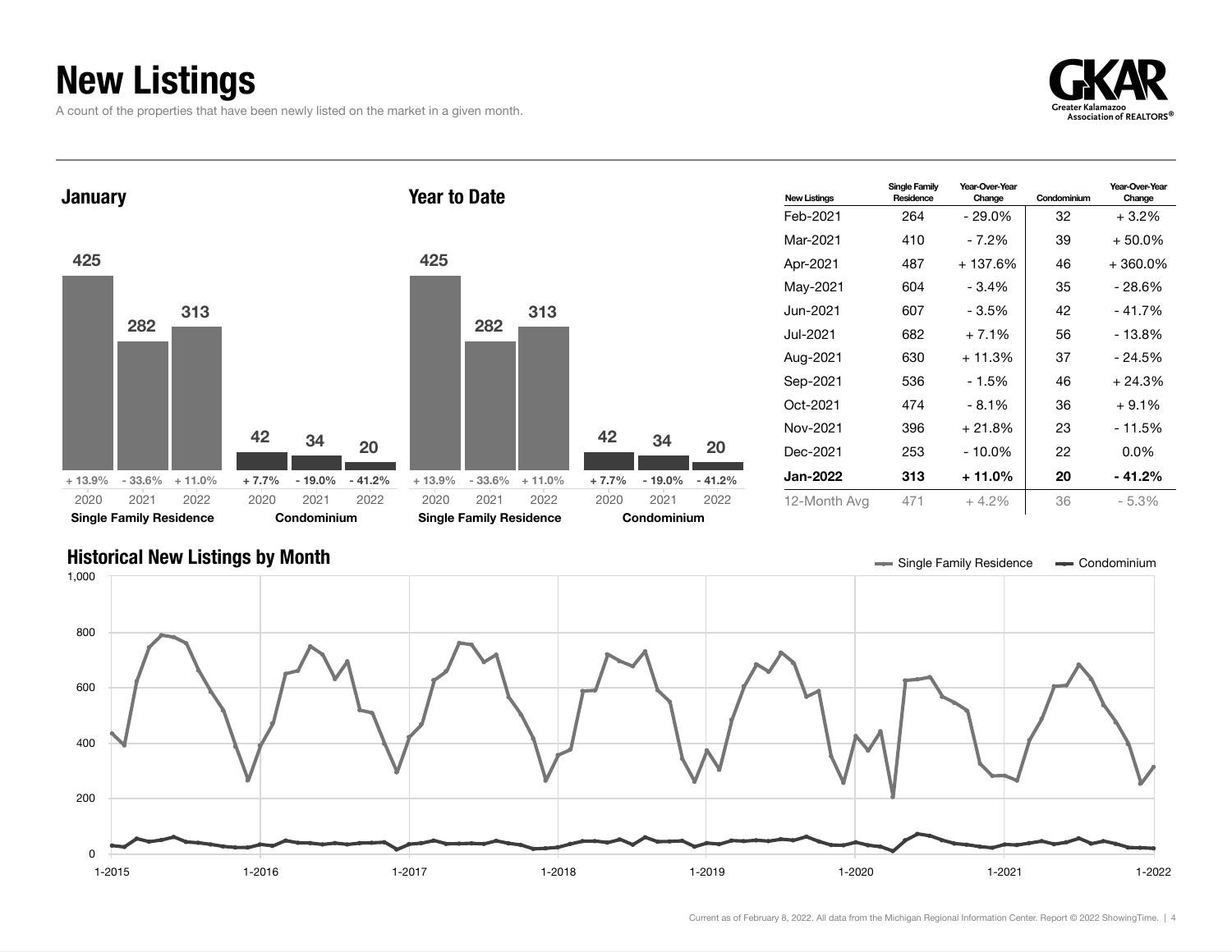# New Listings

A count of the properties that have been newly listed on the market in a given month.

GKAR
Greater Kalamazoo Association of REALTORS®

## January

| | 2020 | 2021 | 2022 |
|---|---|---|---|
| Single Family Residence | 425 | 282 | 313 |
| Change | + 13.9% | - 33.6% | + 11.0% |
| Condominium | 42 | 34 | 20 |
| Change | + 7.7% | - 19.0% | - 41.2% |

## Year to Date

| | 2020 | 2021 | 2022 |
|---|---|---|---|
| Single Family Residence | 425 | 282 | 313 |
| Change | + 13.9% | - 33.6% | + 11.0% |
| Condominium | 42 | 34 | 20 |
| Change | + 7.7% | - 19.0% | - 41.2% |

| New Listings | Single Family Residence | Year-Over-Year Change | Condominium | Year-Over-Year Change |
|---|---|---|---|---|
| Feb-2021 | 264 | - 29.0% | 32 | + 3.2% |
| Mar-2021 | 410 | - 7.2% | 39 | + 50.0% |
| Apr-2021 | 487 | + 137.6% | 46 | + 360.0% |
| May-2021 | 604 | - 3.4% | 35 | - 28.6% |
| Jun-2021 | 607 | - 3.5% | 42 | - 41.7% |
| Jul-2021 | 682 | + 7.1% | 56 | - 13.8% |
| Aug-2021 | 630 | + 11.3% | 37 | - 24.5% |
| Sep-2021 | 536 | - 1.5% | 46 | + 24.3% |
| Oct-2021 | 474 | - 8.1% | 36 | + 9.1% |
| Nov-2021 | 396 | + 21.8% | 23 | - 11.5% |
| Dec-2021 | 253 | - 10.0% | 22 | 0.0% |
| **Jan-2022** | **313** | **+ 11.0%** | **20** | **- 41.2%** |
| 12-Month Avg | 471 | + 4.2% | 36 | - 5.3% |

## Historical New Listings by Month

Single Family Residence — Condominium

1-2015 · 1-2016 · 1-2017 · 1-2018 · 1-2019 · 1-2020 · 1-2021 · 1-2022

0 · 200 · 400 · 600 · 800 · 1,000

Current as of February 8, 2022. All data from the Michigan Regional Information Center. Report © 2022 ShowingTime.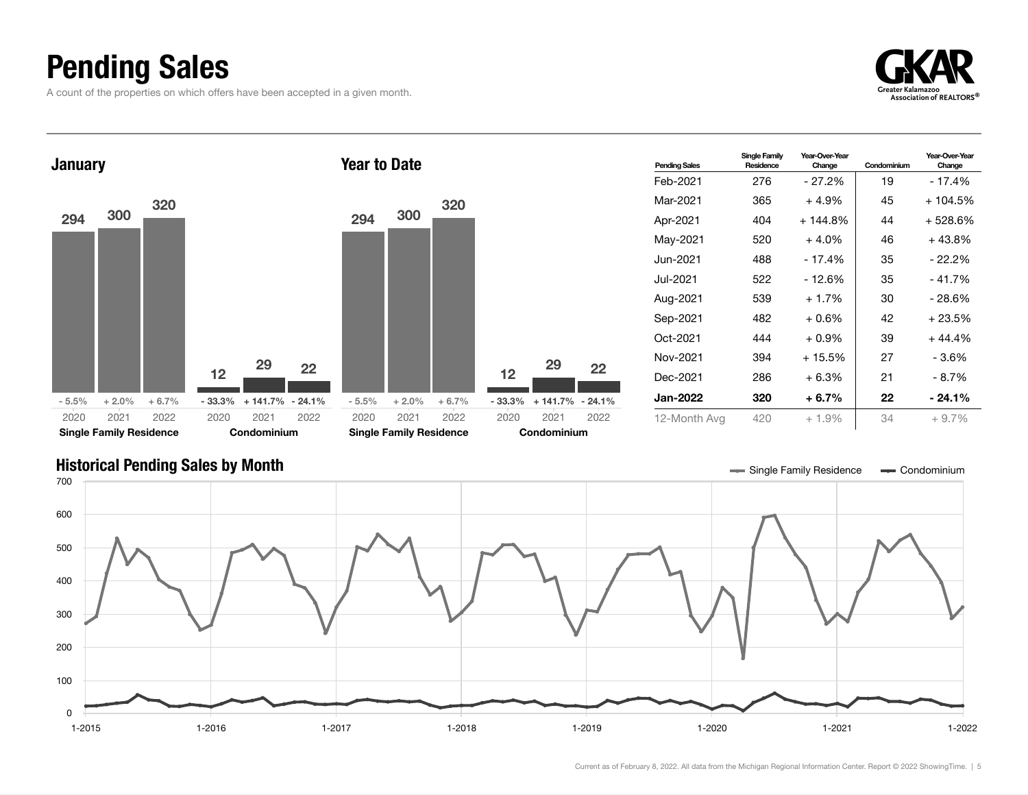# Pending Sales

A count of the properties on which offers have been accepted in a given month.

## January

| | 2020 | 2021 | 2022 |
|---|---|---|---|
| Single Family Residence | 294 | 300 | 320 |
| Change | - 5.5% | + 2.0% | + 6.7% |
| Condominium | 12 | 29 | 22 |
| Change | - 33.3% | + 141.7% | - 24.1% |

## Year to Date

| | 2020 | 2021 | 2022 |
|---|---|---|---|
| Single Family Residence | 294 | 300 | 320 |
| Change | - 5.5% | + 2.0% | + 6.7% |
| Condominium | 12 | 29 | 22 |
| Change | - 33.3% | + 141.7% | - 24.1% |

| Pending Sales | Single Family Residence | Year-Over-Year Change | Condominium | Year-Over-Year Change |
|---|---|---|---|---|
| Feb-2021 | 276 | - 27.2% | 19 | - 17.4% |
| Mar-2021 | 365 | + 4.9% | 45 | + 104.5% |
| Apr-2021 | 404 | + 144.8% | 44 | + 528.6% |
| May-2021 | 520 | + 4.0% | 46 | + 43.8% |
| Jun-2021 | 488 | - 17.4% | 35 | - 22.2% |
| Jul-2021 | 522 | - 12.6% | 35 | - 41.7% |
| Aug-2021 | 539 | + 1.7% | 30 | - 28.6% |
| Sep-2021 | 482 | + 0.6% | 42 | + 23.5% |
| Oct-2021 | 444 | + 0.9% | 39 | + 44.4% |
| Nov-2021 | 394 | + 15.5% | 27 | - 3.6% |
| Dec-2021 | 286 | + 6.3% | 21 | - 8.7% |
| **Jan-2022** | **320** | **+ 6.7%** | **22** | **- 24.1%** |
| 12-Month Avg | 420 | + 1.9% | 34 | + 9.7% |

## Historical Pending Sales by Month

Single Family Residence — Condominium

Current as of February 8, 2022. All data from the Michigan Regional Information Center. Report © 2022 ShowingTime.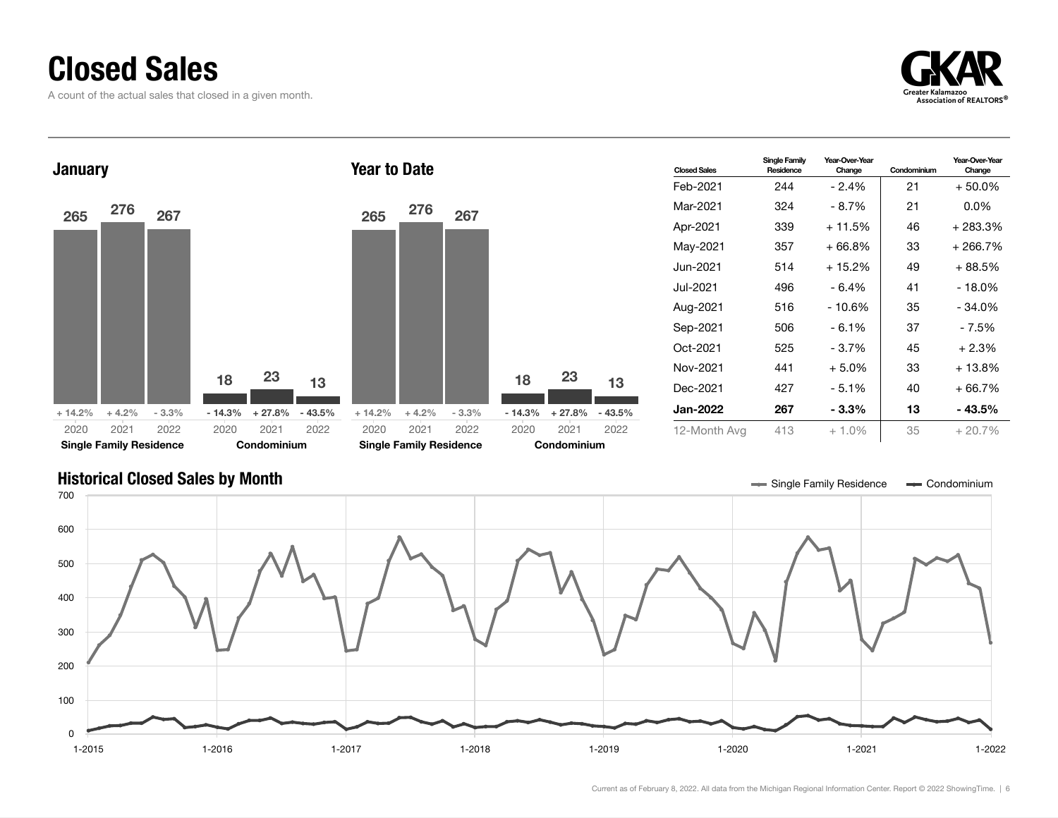# Closed Sales

A count of the actual sales that closed in a given month.

## January

| | 2020 | 2021 | 2022 |
|---|---|---|---|
| Single Family Residence | 265 | 276 | 267 |
| Change | + 14.2% | + 4.2% | - 3.3% |
| Condominium | 18 | 23 | 13 |
| Change | - 14.3% | + 27.8% | - 43.5% |

## Year to Date

| | 2020 | 2021 | 2022 |
|---|---|---|---|
| Single Family Residence | 265 | 276 | 267 |
| Change | + 14.2% | + 4.2% | - 3.3% |
| Condominium | 18 | 23 | 13 |
| Change | - 14.3% | + 27.8% | - 43.5% |

| Closed Sales | Single Family Residence | Year-Over-Year Change | Condominium | Year-Over-Year Change |
|---|---|---|---|---|
| Feb-2021 | 244 | - 2.4% | 21 | + 50.0% |
| Mar-2021 | 324 | - 8.7% | 21 | 0.0% |
| Apr-2021 | 339 | + 11.5% | 46 | + 283.3% |
| May-2021 | 357 | + 66.8% | 33 | + 266.7% |
| Jun-2021 | 514 | + 15.2% | 49 | + 88.5% |
| Jul-2021 | 496 | - 6.4% | 41 | - 18.0% |
| Aug-2021 | 516 | - 10.6% | 35 | - 34.0% |
| Sep-2021 | 506 | - 6.1% | 37 | - 7.5% |
| Oct-2021 | 525 | - 3.7% | 45 | + 2.3% |
| Nov-2021 | 441 | + 5.0% | 33 | + 13.8% |
| Dec-2021 | 427 | - 5.1% | 40 | + 66.7% |
| **Jan-2022** | **267** | **- 3.3%** | **13** | **- 43.5%** |
| 12-Month Avg | 413 | + 1.0% | 35 | + 20.7% |

## Historical Closed Sales by Month

Single Family Residence — Condominium

Current as of February 8, 2022. All data from the Michigan Regional Information Center. Report © 2022 ShowingTime.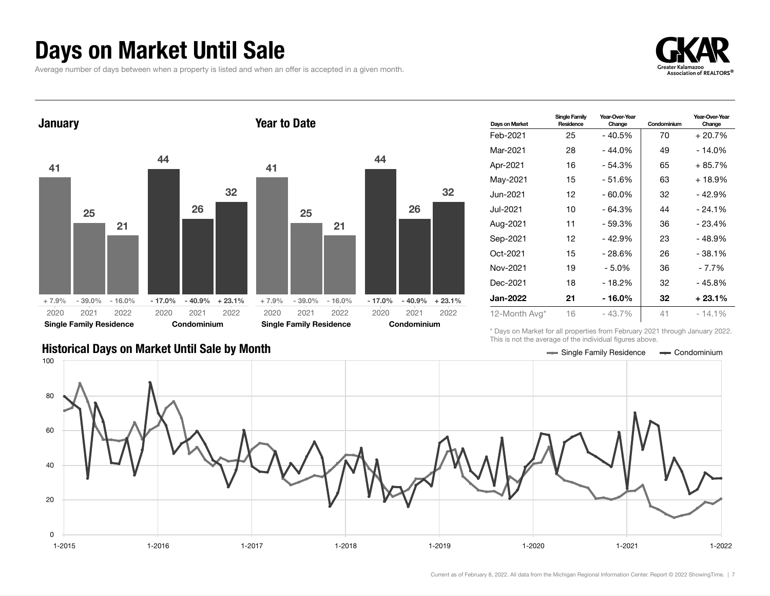# Days on Market Until Sale

Average number of days between when a property is listed and when an offer is accepted in a given month.

## January

| | 2020 | 2021 | 2022 |
|---|---|---|---|
| Single Family Residence | 41 | 25 | 21 |
| Change | + 7.9% | - 39.0% | - 16.0% |
| Condominium | 44 | 26 | 32 |
| Change | - 17.0% | - 40.9% | + 23.1% |

## Year to Date

| | 2020 | 2021 | 2022 |
|---|---|---|---|
| Single Family Residence | 41 | 25 | 21 |
| Change | + 7.9% | - 39.0% | - 16.0% |
| Condominium | 44 | 26 | 32 |
| Change | - 17.0% | - 40.9% | + 23.1% |

| Days on Market | Single Family Residence | Year-Over-Year Change | Condominium | Year-Over-Year Change |
|---|---|---|---|---|
| Feb-2021 | 25 | - 40.5% | 70 | + 20.7% |
| Mar-2021 | 28 | - 44.0% | 49 | - 14.0% |
| Apr-2021 | 16 | - 54.3% | 65 | + 85.7% |
| May-2021 | 15 | - 51.6% | 63 | + 18.9% |
| Jun-2021 | 12 | - 60.0% | 32 | - 42.9% |
| Jul-2021 | 10 | - 64.3% | 44 | - 24.1% |
| Aug-2021 | 11 | - 59.3% | 36 | - 23.4% |
| Sep-2021 | 12 | - 42.9% | 23 | - 48.9% |
| Oct-2021 | 15 | - 28.6% | 26 | - 38.1% |
| Nov-2021 | 19 | - 5.0% | 36 | - 7.7% |
| Dec-2021 | 18 | - 18.2% | 32 | - 45.8% |
| **Jan-2022** | **21** | **- 16.0%** | **32** | **+ 23.1%** |
| 12-Month Avg* | 16 | - 43.7% | 41 | - 14.1% |

\* Days on Market for all properties from February 2021 through January 2022. This is not the average of the individual figures above.

## Historical Days on Market Until Sale by Month

Single Family Residence — Condominium

Current as of February 8, 2022. All data from the Michigan Regional Information Center. Report © 2022 ShowingTime.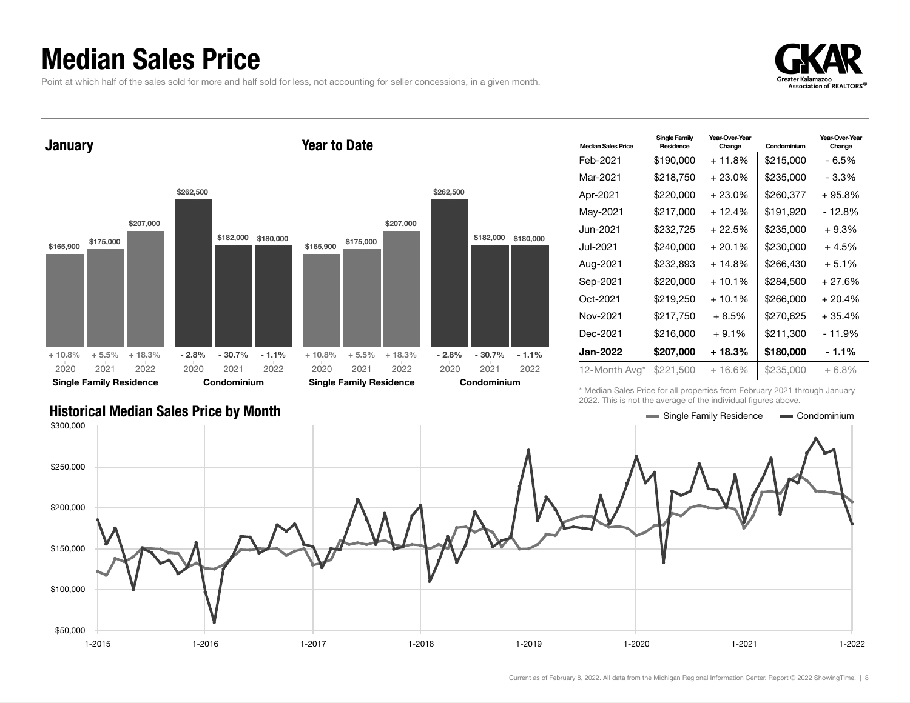# Median Sales Price

Point at which half of the sales sold for more and half sold for less, not accounting for seller concessions, in a given month.

## January

| | 2020 | 2021 | 2022 |
|---|---|---|---|
| Single Family Residence | $165,900 | $175,000 | $207,000 |
| Change | + 10.8% | + 5.5% | + 18.3% |
| Condominium | $262,500 | $182,000 | $180,000 |
| Change | - 2.8% | - 30.7% | - 1.1% |

## Year to Date

| | 2020 | 2021 | 2022 |
|---|---|---|---|
| Single Family Residence | $165,900 | $175,000 | $207,000 |
| Change | + 10.8% | + 5.5% | + 18.3% |
| Condominium | $262,500 | $182,000 | $180,000 |
| Change | - 2.8% | - 30.7% | - 1.1% |

| Median Sales Price | Single Family Residence | Year-Over-Year Change | Condominium | Year-Over-Year Change |
|---|---|---|---|---|
| Feb-2021 | $190,000 | + 11.8% | $215,000 | - 6.5% |
| Mar-2021 | $218,750 | + 23.0% | $235,000 | - 3.3% |
| Apr-2021 | $220,000 | + 23.0% | $260,377 | + 95.8% |
| May-2021 | $217,000 | + 12.4% | $191,920 | - 12.8% |
| Jun-2021 | $232,725 | + 22.5% | $235,000 | + 9.3% |
| Jul-2021 | $240,000 | + 20.1% | $230,000 | + 4.5% |
| Aug-2021 | $232,893 | + 14.8% | $266,430 | + 5.1% |
| Sep-2021 | $220,000 | + 10.1% | $284,500 | + 27.6% |
| Oct-2021 | $219,250 | + 10.1% | $266,000 | + 20.4% |
| Nov-2021 | $217,750 | + 8.5% | $270,625 | + 35.4% |
| Dec-2021 | $216,000 | + 9.1% | $211,300 | - 11.9% |
| **Jan-2022** | **$207,000** | **+ 18.3%** | **$180,000** | **- 1.1%** |
| 12-Month Avg* | $221,500 | + 16.6% | $235,000 | + 6.8% |

\* Median Sales Price for all properties from February 2021 through January 2022. This is not the average of the individual figures above.

## Historical Median Sales Price by Month

Single Family Residence — Condominium

Current as of February 8, 2022. All data from the Michigan Regional Information Center. Report © 2022 ShowingTime.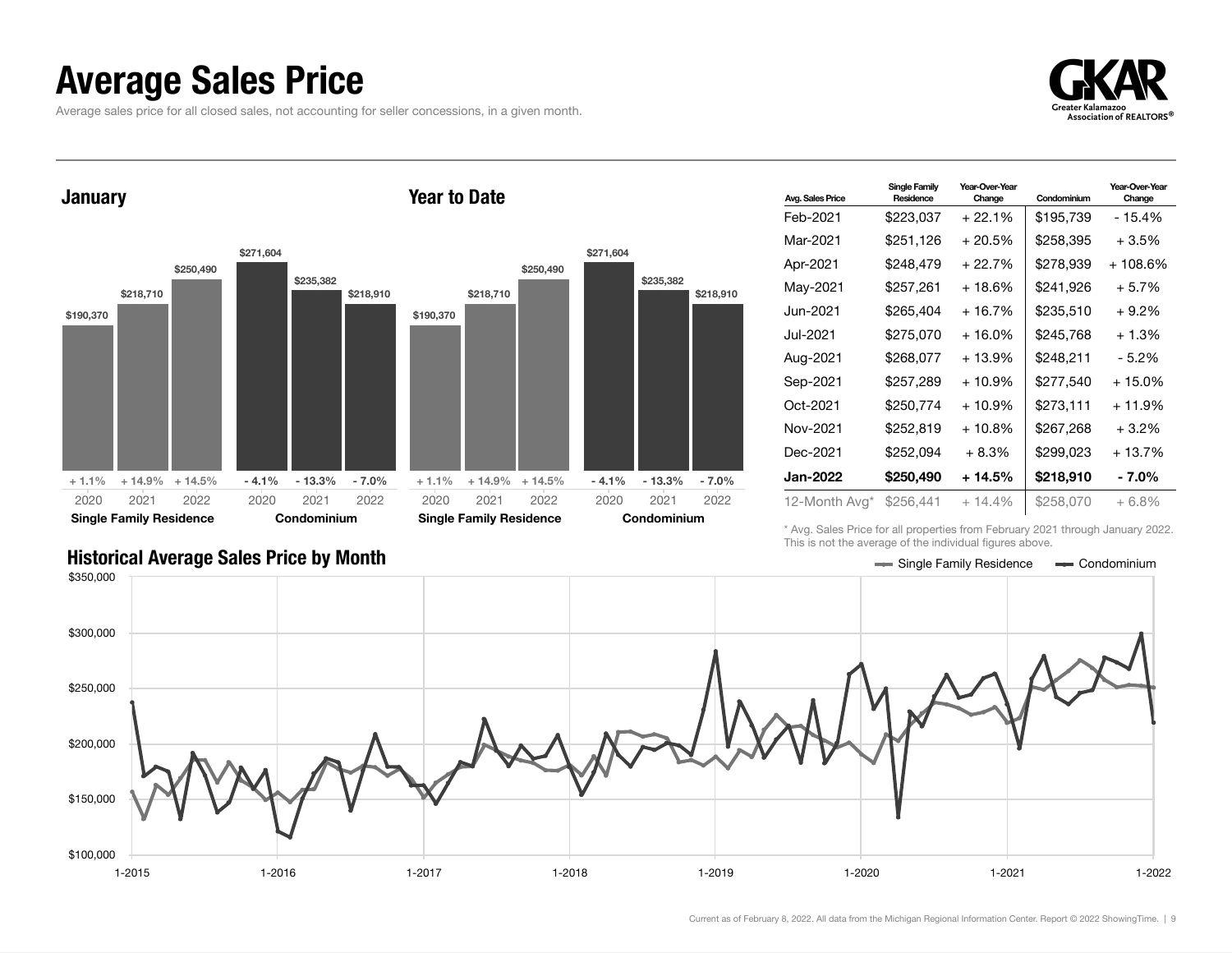# Average Sales Price

Average sales price for all closed sales, not accounting for seller concessions, in a given month.

## January

| | 2020 | 2021 | 2022 |
|---|---|---|---|
| Single Family Residence | $190,370 | $218,710 | $250,490 |
| Change | + 1.1% | + 14.9% | + 14.5% |
| Condominium | $271,604 | $235,382 | $218,910 |
| Change | - 4.1% | - 13.3% | - 7.0% |

## Year to Date

| | 2020 | 2021 | 2022 |
|---|---|---|---|
| Single Family Residence | $190,370 | $218,710 | $250,490 |
| Change | + 1.1% | + 14.9% | + 14.5% |
| Condominium | $271,604 | $235,382 | $218,910 |
| Change | - 4.1% | - 13.3% | - 7.0% |

| Avg. Sales Price | Single Family Residence | Year-Over-Year Change | Condominium | Year-Over-Year Change |
|---|---|---|---|---|
| Feb-2021 | $223,037 | + 22.1% | $195,739 | - 15.4% |
| Mar-2021 | $251,126 | + 20.5% | $258,395 | + 3.5% |
| Apr-2021 | $248,479 | + 22.7% | $278,939 | + 108.6% |
| May-2021 | $257,261 | + 18.6% | $241,926 | + 5.7% |
| Jun-2021 | $265,404 | + 16.7% | $235,510 | + 9.2% |
| Jul-2021 | $275,070 | + 16.0% | $245,768 | + 1.3% |
| Aug-2021 | $268,077 | + 13.9% | $248,211 | - 5.2% |
| Sep-2021 | $257,289 | + 10.9% | $277,540 | + 15.0% |
| Oct-2021 | $250,774 | + 10.9% | $273,111 | + 11.9% |
| Nov-2021 | $252,819 | + 10.8% | $267,268 | + 3.2% |
| Dec-2021 | $252,094 | + 8.3% | $299,023 | + 13.7% |
| **Jan-2022** | **$250,490** | **+ 14.5%** | **$218,910** | **- 7.0%** |
| 12-Month Avg* | $256,441 | + 14.4% | $258,070 | + 6.8% |

\* Avg. Sales Price for all properties from February 2021 through January 2022. This is not the average of the individual figures above.

## Historical Average Sales Price by Month

Single Family Residence — Condominium

Current as of February 8, 2022. All data from the Michigan Regional Information Center. Report © 2022 ShowingTime.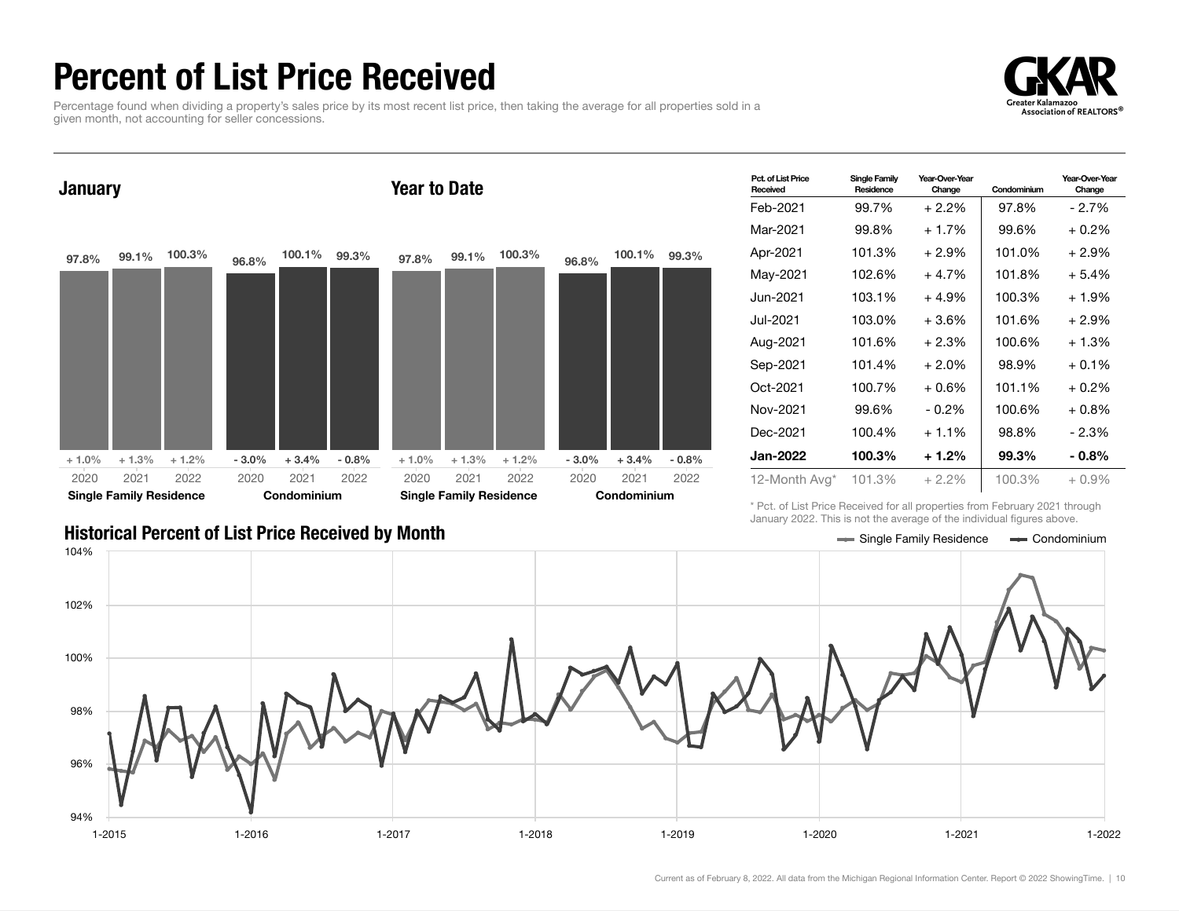# Percent of List Price Received

Percentage found when dividing a property's sales price by its most recent list price, then taking the average for all properties sold in a given month, not accounting for seller concessions.

## January

| | 2020 | 2021 | 2022 |
|---|---|---|---|
| **Single Family Residence** | 97.8% | 99.1% | 100.3% |
| Change | + 1.0% | + 1.3% | + 1.2% |
| **Condominium** | 96.8% | 100.1% | 99.3% |
| Change | - 3.0% | + 3.4% | - 0.8% |

## Year to Date

| | 2020 | 2021 | 2022 |
|---|---|---|---|
| **Single Family Residence** | 97.8% | 99.1% | 100.3% |
| Change | + 1.0% | + 1.3% | + 1.2% |
| **Condominium** | 96.8% | 100.1% | 99.3% |
| Change | - 3.0% | + 3.4% | - 0.8% |

| Pct. of List Price Received | Single Family Residence | Year-Over-Year Change | Condominium | Year-Over-Year Change |
|---|---|---|---|---|
| Feb-2021 | 99.7% | + 2.2% | 97.8% | - 2.7% |
| Mar-2021 | 99.8% | + 1.7% | 99.6% | + 0.2% |
| Apr-2021 | 101.3% | + 2.9% | 101.0% | + 2.9% |
| May-2021 | 102.6% | + 4.7% | 101.8% | + 5.4% |
| Jun-2021 | 103.1% | + 4.9% | 100.3% | + 1.9% |
| Jul-2021 | 103.0% | + 3.6% | 101.6% | + 2.9% |
| Aug-2021 | 101.6% | + 2.3% | 100.6% | + 1.3% |
| Sep-2021 | 101.4% | + 2.0% | 98.9% | + 0.1% |
| Oct-2021 | 100.7% | + 0.6% | 101.1% | + 0.2% |
| Nov-2021 | 99.6% | - 0.2% | 100.6% | + 0.8% |
| Dec-2021 | 100.4% | + 1.1% | 98.8% | - 2.3% |
| **Jan-2022** | **100.3%** | **+ 1.2%** | **99.3%** | **- 0.8%** |
| 12-Month Avg* | 101.3% | + 2.2% | 100.3% | + 0.9% |

\* Pct. of List Price Received for all properties from February 2021 through January 2022. This is not the average of the individual figures above.

## Historical Percent of List Price Received by Month

Single Family Residence — Condominium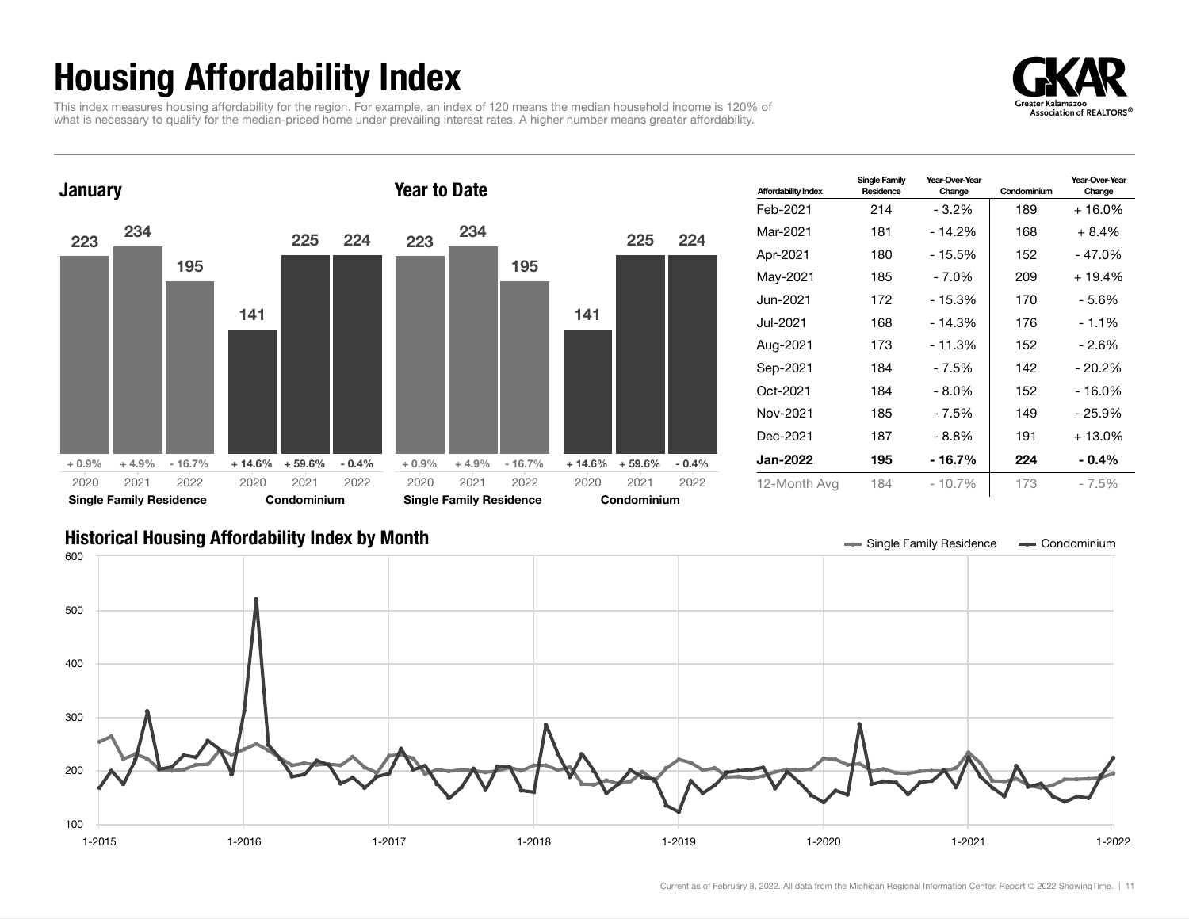# Housing Affordability Index

This index measures housing affordability for the region. For example, an index of 120 means the median household income is 120% of what is necessary to qualify for the median-priced home under prevailing interest rates. A higher number means greater affordability.

### January

| | 2020 | 2021 | 2022 |
|---|---|---|---|
| Single Family Residence | 223 | 234 | 195 |
| Change | + 0.9% | + 4.9% | - 16.7% |
| Condominium | 141 | 225 | 224 |
| Change | + 14.6% | + 59.6% | - 0.4% |

### Year to Date

| | 2020 | 2021 | 2022 |
|---|---|---|---|
| Single Family Residence | 223 | 234 | 195 |
| Change | + 0.9% | + 4.9% | - 16.7% |
| Condominium | 141 | 225 | 224 |
| Change | + 14.6% | + 59.6% | - 0.4% |

| Affordability Index | Single Family Residence | Year-Over-Year Change | Condominium | Year-Over-Year Change |
|---|---|---|---|---|
| Feb-2021 | 214 | - 3.2% | 189 | + 16.0% |
| Mar-2021 | 181 | - 14.2% | 168 | + 8.4% |
| Apr-2021 | 180 | - 15.5% | 152 | - 47.0% |
| May-2021 | 185 | - 7.0% | 209 | + 19.4% |
| Jun-2021 | 172 | - 15.3% | 170 | - 5.6% |
| Jul-2021 | 168 | - 14.3% | 176 | - 1.1% |
| Aug-2021 | 173 | - 11.3% | 152 | - 2.6% |
| Sep-2021 | 184 | - 7.5% | 142 | - 20.2% |
| Oct-2021 | 184 | - 8.0% | 152 | - 16.0% |
| Nov-2021 | 185 | - 7.5% | 149 | - 25.9% |
| Dec-2021 | 187 | - 8.8% | 191 | + 13.0% |
| **Jan-2022** | **195** | **- 16.7%** | **224** | **- 0.4%** |
| 12-Month Avg | 184 | - 10.7% | 173 | - 7.5% |

### Historical Housing Affordability Index by Month

Single Family Residence — Condominium

Current as of February 8, 2022. All data from the Michigan Regional Information Center. Report © 2022 ShowingTime.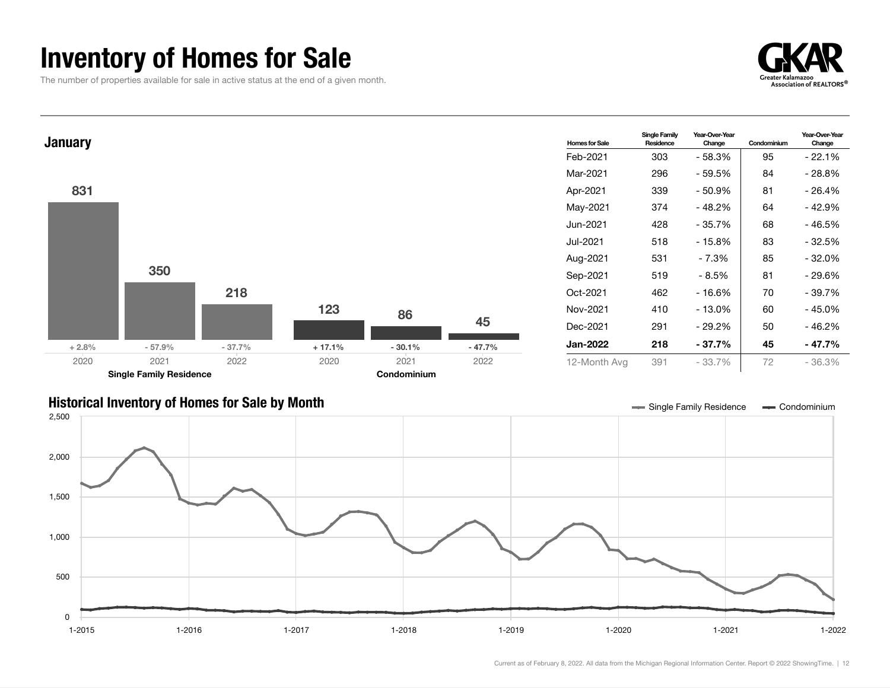# Inventory of Homes for Sale

The number of properties available for sale in active status at the end of a given month.

## January

| | 2020 | 2021 | 2022 |
|---|---|---|---|
| Single Family Residence | 831 | 350 | 218 |
| Change | + 2.8% | - 57.9% | - 37.7% |
| Condominium | 123 | 86 | 45 |
| Change | + 17.1% | - 30.1% | - 47.7% |

| Homes for Sale | Single Family Residence | Year-Over-Year Change | Condominium | Year-Over-Year Change |
|---|---|---|---|---|
| Feb-2021 | 303 | - 58.3% | 95 | - 22.1% |
| Mar-2021 | 296 | - 59.5% | 84 | - 28.8% |
| Apr-2021 | 339 | - 50.9% | 81 | - 26.4% |
| May-2021 | 374 | - 48.2% | 64 | - 42.9% |
| Jun-2021 | 428 | - 35.7% | 68 | - 46.5% |
| Jul-2021 | 518 | - 15.8% | 83 | - 32.5% |
| Aug-2021 | 531 | - 7.3% | 85 | - 32.0% |
| Sep-2021 | 519 | - 8.5% | 81 | - 29.6% |
| Oct-2021 | 462 | - 16.6% | 70 | - 39.7% |
| Nov-2021 | 410 | - 13.0% | 60 | - 45.0% |
| Dec-2021 | 291 | - 29.2% | 50 | - 46.2% |
| **Jan-2022** | **218** | **- 37.7%** | **45** | **- 47.7%** |
| 12-Month Avg | 391 | - 33.7% | 72 | - 36.3% |

## Historical Inventory of Homes for Sale by Month

Single Family Residence — Condominium

Current as of February 8, 2022. All data from the Michigan Regional Information Center. Report © 2022 ShowingTime.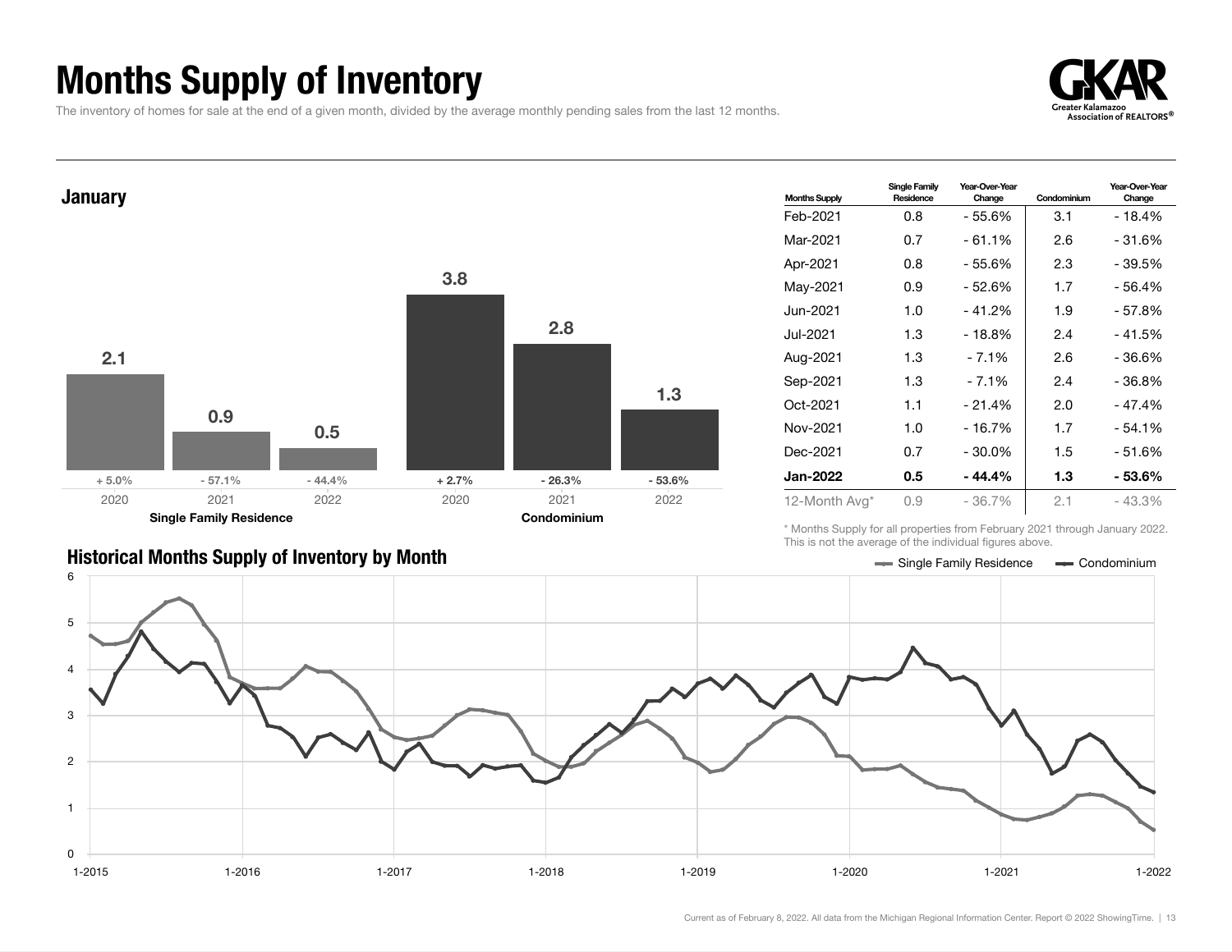# Months Supply of Inventory

The inventory of homes for sale at the end of a given month, divided by the average monthly pending sales from the last 12 months.

## January

| | 2020 | 2021 | 2022 |
|---|---|---|---|
| Single Family Residence | 2.1 | 0.9 | 0.5 |
| Year-Over-Year Change | + 5.0% | - 57.1% | - 44.4% |
| Condominium | 3.8 | 2.8 | 1.3 |
| Year-Over-Year Change | + 2.7% | - 26.3% | - 53.6% |

| Months Supply | Single Family Residence | Year-Over-Year Change | Condominium | Year-Over-Year Change |
|---|---|---|---|---|
| Feb-2021 | 0.8 | - 55.6% | 3.1 | - 18.4% |
| Mar-2021 | 0.7 | - 61.1% | 2.6 | - 31.6% |
| Apr-2021 | 0.8 | - 55.6% | 2.3 | - 39.5% |
| May-2021 | 0.9 | - 52.6% | 1.7 | - 56.4% |
| Jun-2021 | 1.0 | - 41.2% | 1.9 | - 57.8% |
| Jul-2021 | 1.3 | - 18.8% | 2.4 | - 41.5% |
| Aug-2021 | 1.3 | - 7.1% | 2.6 | - 36.6% |
| Sep-2021 | 1.3 | - 7.1% | 2.4 | - 36.8% |
| Oct-2021 | 1.1 | - 21.4% | 2.0 | - 47.4% |
| Nov-2021 | 1.0 | - 16.7% | 1.7 | - 54.1% |
| Dec-2021 | 0.7 | - 30.0% | 1.5 | - 51.6% |
| **Jan-2022** | **0.5** | **- 44.4%** | **1.3** | **- 53.6%** |
| 12-Month Avg* | 0.9 | - 36.7% | 2.1 | - 43.3% |

\* Months Supply for all properties from February 2021 through January 2022. This is not the average of the individual figures above.

## Historical Months Supply of Inventory by Month

Single Family Residence — Condominium

Current as of February 8, 2022. All data from the Michigan Regional Information Center. Report © 2022 ShowingTime.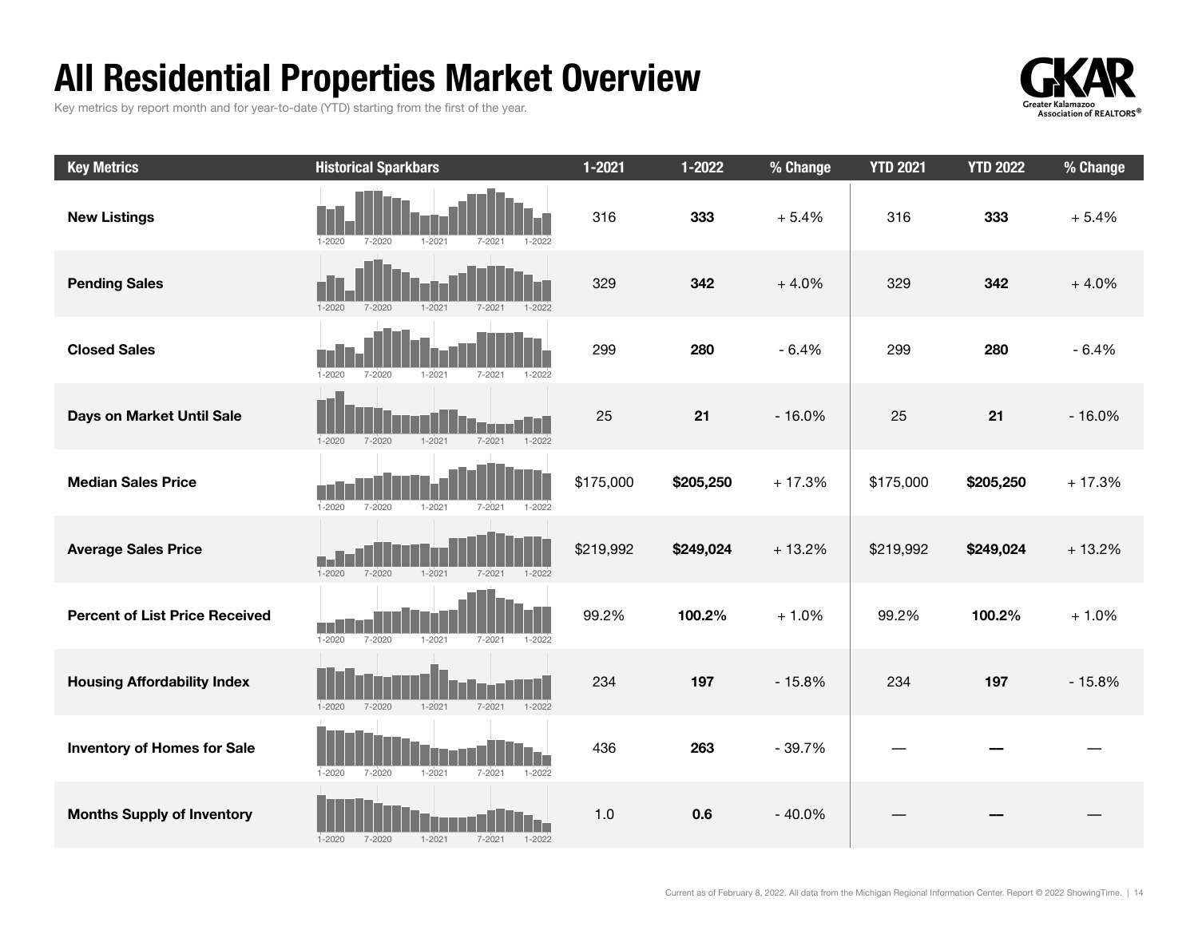# All Residential Properties Market Overview

Key metrics by report month and for year-to-date (YTD) starting from the first of the year.

Greater Kalamazoo Association of REALTORS®

| Key Metrics | Historical Sparkbars | 1-2021 | 1-2022 | % Change | YTD 2021 | YTD 2022 | % Change |
|---|---|---|---|---|---|---|---|
| New Listings | 1-2020 7-2020 1-2021 7-2021 1-2022 | 316 | **333** | + 5.4% | 316 | **333** | + 5.4% |
| Pending Sales | 1-2020 7-2020 1-2021 7-2021 1-2022 | 329 | **342** | + 4.0% | 329 | **342** | + 4.0% |
| Closed Sales | 1-2020 7-2020 1-2021 7-2021 1-2022 | 299 | **280** | - 6.4% | 299 | **280** | - 6.4% |
| Days on Market Until Sale | 1-2020 7-2020 1-2021 7-2021 1-2022 | 25 | **21** | - 16.0% | 25 | **21** | - 16.0% |
| Median Sales Price | 1-2020 7-2020 1-2021 7-2021 1-2022 | $175,000 | **$205,250** | + 17.3% | $175,000 | **$205,250** | + 17.3% |
| Average Sales Price | 1-2020 7-2020 1-2021 7-2021 1-2022 | $219,992 | **$249,024** | + 13.2% | $219,992 | **$249,024** | + 13.2% |
| Percent of List Price Received | 1-2020 7-2020 1-2021 7-2021 1-2022 | 99.2% | **100.2%** | + 1.0% | 99.2% | **100.2%** | + 1.0% |
| Housing Affordability Index | 1-2020 7-2020 1-2021 7-2021 1-2022 | 234 | **197** | - 15.8% | 234 | **197** | - 15.8% |
| Inventory of Homes for Sale | 1-2020 7-2020 1-2021 7-2021 1-2022 | 436 | **263** | - 39.7% | — | **—** | — |
| Months Supply of Inventory | 1-2020 7-2020 1-2021 7-2021 1-2022 | 1.0 | **0.6** | - 40.0% | — | **—** | — |

Current as of February 8, 2022. All data from the Michigan Regional Information Center. Report © 2022 ShowingTime.